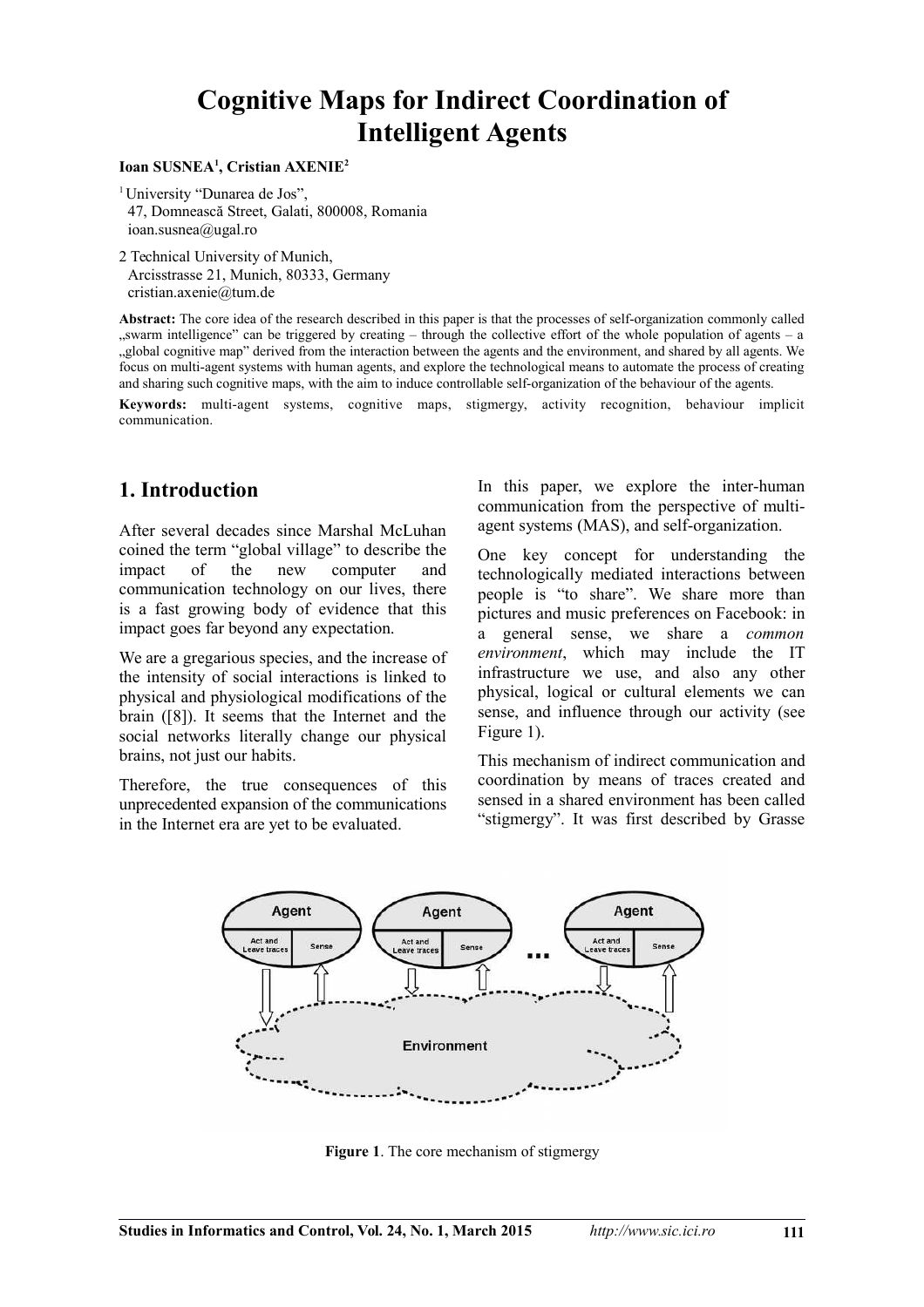# Cognitive Maps for Indirect Coordination of Intelligent Agents

**Ioan SUSNEA[1], Cristian AXENIE[2]**

[1] University "Dunarea de Jos",
47, Domnească Street, Galati, 800008, Romania
ioan.susnea@ugal.ro

2 Technical University of Munich,
Arcisstrasse 21, Munich, 80333, Germany
cristian.axenie@tum.de

**Abstract:** The core idea of the research described in this paper is that the processes of self-organization commonly called „swarm intelligence" can be triggered by creating – through the collective effort of the whole population of agents – a „global cognitive map" derived from the interaction between the agents and the environment, and shared by all agents. We focus on multi-agent systems with human agents, and explore the technological means to automate the process of creating and sharing such cognitive maps, with the aim to induce controllable self-organization of the behaviour of the agents.

**Keywords:** multi-agent systems, cognitive maps, stigmergy, activity recognition, behaviour implicit communication.

## 1. Introduction

After several decades since Marshal McLuhan coined the term "global village" to describe the impact of the new computer and communication technology on our lives, there is a fast growing body of evidence that this impact goes far beyond any expectation.

We are a gregarious species, and the increase of the intensity of social interactions is linked to physical and physiological modifications of the brain ([8]). It seems that the Internet and the social networks literally change our physical brains, not just our habits.

Therefore, the true consequences of this unprecedented expansion of the communications in the Internet era are yet to be evaluated.

In this paper, we explore the inter-human communication from the perspective of multi-agent systems (MAS), and self-organization.

One key concept for understanding the technologically mediated interactions between people is "to share". We share more than pictures and music preferences on Facebook: in a general sense, we share a *common environment*, which may include the IT infrastructure we use, and also any other physical, logical or cultural elements we can sense, and influence through our activity (see Figure 1).

This mechanism of indirect communication and coordination by means of traces created and sensed in a shared environment has been called "stigmergy". It was first described by Grasse

**Figure 1**. The core mechanism of stigmergy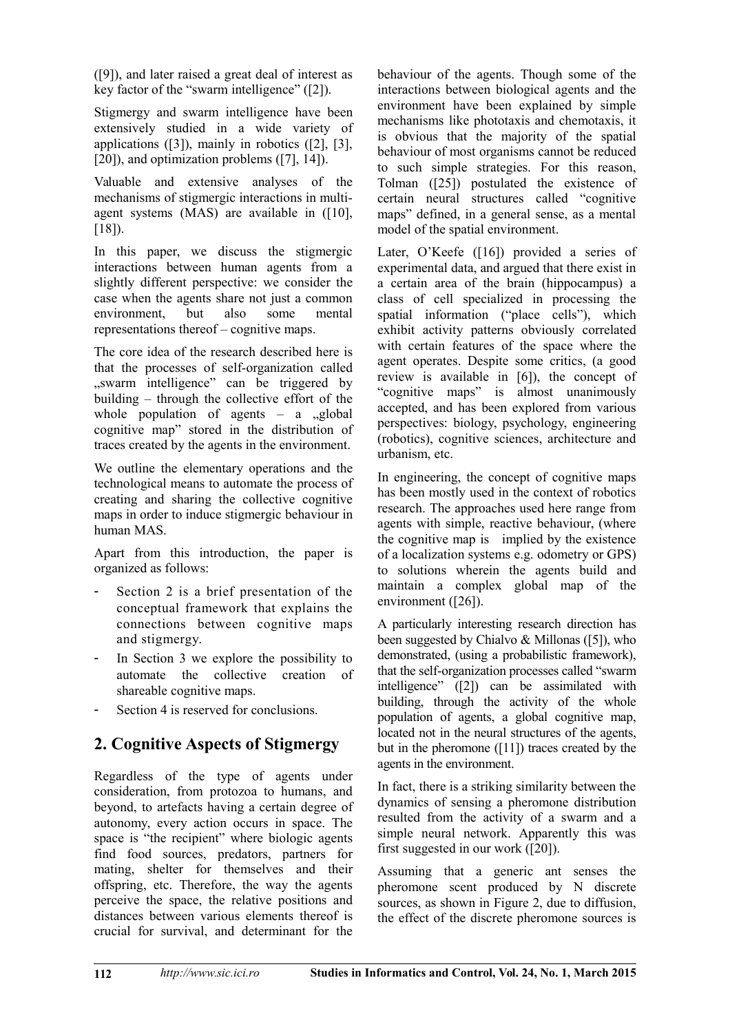([9]), and later raised a great deal of interest as key factor of the "swarm intelligence" ([2]).

Stigmergy and swarm intelligence have been extensively studied in a wide variety of applications ([3]), mainly in robotics ([2], [3], [20]), and optimization problems ([7], 14]).

Valuable and extensive analyses of the mechanisms of stigmergic interactions in multi-agent systems (MAS) are available in ([10], [18]).

In this paper, we discuss the stigmergic interactions between human agents from a slightly different perspective: we consider the case when the agents share not just a common environment, but also some mental representations thereof – cognitive maps.

The core idea of the research described here is that the processes of self-organization called „swarm intelligence" can be triggered by building – through the collective effort of the whole population of agents – a „global cognitive map" stored in the distribution of traces created by the agents in the environment.

We outline the elementary operations and the technological means to automate the process of creating and sharing the collective cognitive maps in order to induce stigmergic behaviour in human MAS.

Apart from this introduction, the paper is organized as follows:

- Section 2 is a brief presentation of the conceptual framework that explains the connections between cognitive maps and stigmergy.
- In Section 3 we explore the possibility to automate the collective creation of shareable cognitive maps.
- Section 4 is reserved for conclusions.

## 2. Cognitive Aspects of Stigmergy

Regardless of the type of agents under consideration, from protozoa to humans, and beyond, to artefacts having a certain degree of autonomy, every action occurs in space. The space is "the recipient" where biologic agents find food sources, predators, partners for mating, shelter for themselves and their offspring, etc. Therefore, the way the agents perceive the space, the relative positions and distances between various elements thereof is crucial for survival, and determinant for the behaviour of the agents. Though some of the interactions between biological agents and the environment have been explained by simple mechanisms like phototaxis and chemotaxis, it is obvious that the majority of the spatial behaviour of most organisms cannot be reduced to such simple strategies. For this reason, Tolman ([25]) postulated the existence of certain neural structures called "cognitive maps" defined, in a general sense, as a mental model of the spatial environment.

Later, O'Keefe ([16]) provided a series of experimental data, and argued that there exist in a certain area of the brain (hippocampus) a class of cell specialized in processing the spatial information ("place cells"), which exhibit activity patterns obviously correlated with certain features of the space where the agent operates. Despite some critics, (a good review is available in [6]), the concept of "cognitive maps" is almost unanimously accepted, and has been explored from various perspectives: biology, psychology, engineering (robotics), cognitive sciences, architecture and urbanism, etc.

In engineering, the concept of cognitive maps has been mostly used in the context of robotics research. The approaches used here range from agents with simple, reactive behaviour, (where the cognitive map is implied by the existence of a localization systems e.g. odometry or GPS) to solutions wherein the agents build and maintain a complex global map of the environment ([26]).

A particularly interesting research direction has been suggested by Chialvo & Millonas ([5]), who demonstrated, (using a probabilistic framework), that the self-organization processes called "swarm intelligence" ([2]) can be assimilated with building, through the activity of the whole population of agents, a global cognitive map, located not in the neural structures of the agents, but in the pheromone ([11]) traces created by the agents in the environment.

In fact, there is a striking similarity between the dynamics of sensing a pheromone distribution resulted from the activity of a swarm and a simple neural network. Apparently this was first suggested in our work ([20]).

Assuming that a generic ant senses the pheromone scent produced by N discrete sources, as shown in Figure 2, due to diffusion, the effect of the discrete pheromone sources is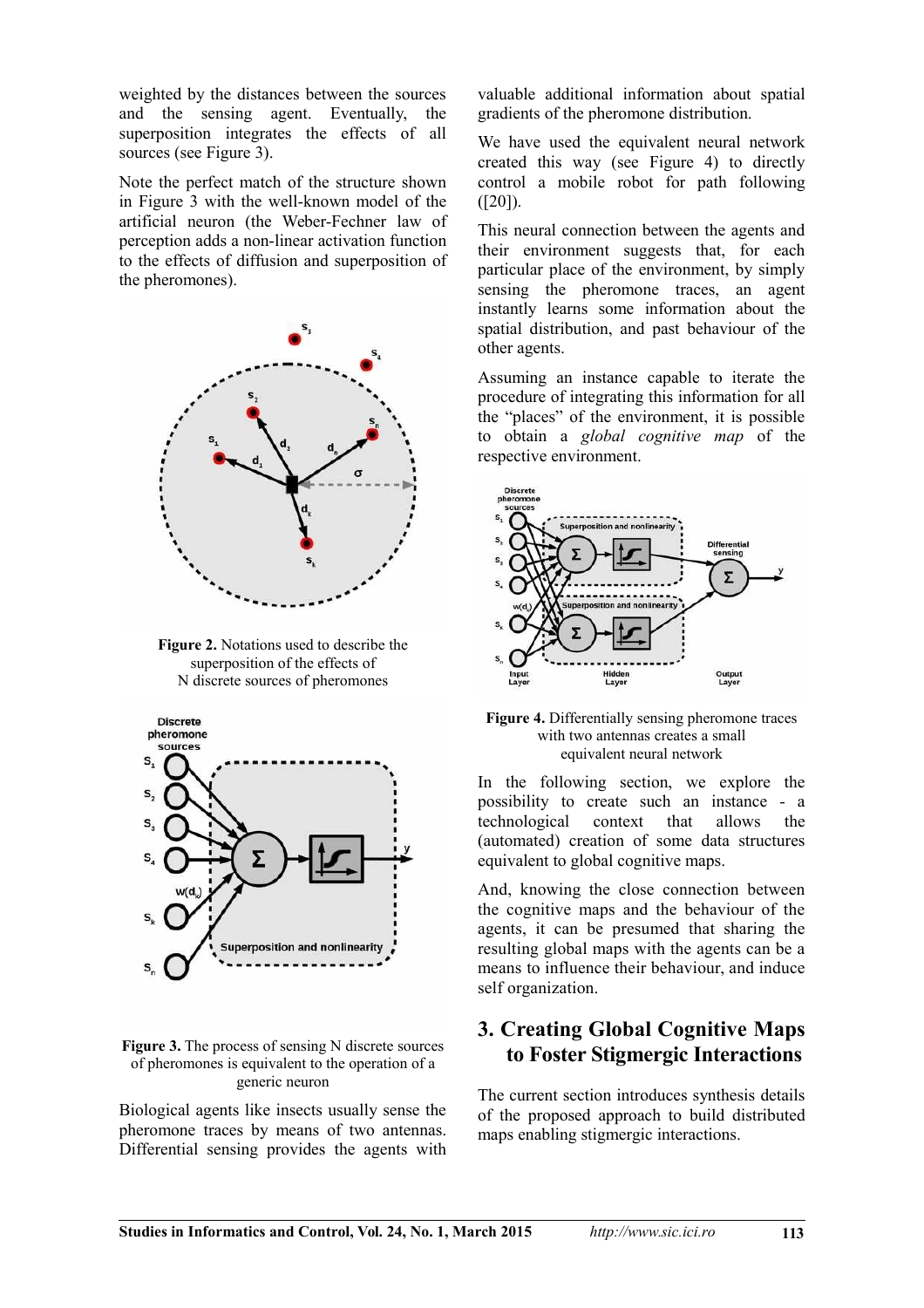weighted by the distances between the sources and the sensing agent. Eventually, the superposition integrates the effects of all sources (see Figure 3).

Note the perfect match of the structure shown in Figure 3 with the well-known model of the artificial neuron (the Weber-Fechner law of perception adds a non-linear activation function to the effects of diffusion and superposition of the pheromones).

**Figure 2.** Notations used to describe the superposition of the effects of N discrete sources of pheromones

**Figure 3.** The process of sensing N discrete sources of pheromones is equivalent to the operation of a generic neuron

Biological agents like insects usually sense the pheromone traces by means of two antennas. Differential sensing provides the agents with valuable additional information about spatial gradients of the pheromone distribution.

We have used the equivalent neural network created this way (see Figure 4) to directly control a mobile robot for path following ([20]).

This neural connection between the agents and their environment suggests that, for each particular place of the environment, by simply sensing the pheromone traces, an agent instantly learns some information about the spatial distribution, and past behaviour of the other agents.

Assuming an instance capable to iterate the procedure of integrating this information for all the "places" of the environment, it is possible to obtain a *global cognitive map* of the respective environment.

**Figure 4.** Differentially sensing pheromone traces with two antennas creates a small equivalent neural network

In the following section, we explore the possibility to create such an instance - a technological context that allows the (automated) creation of some data structures equivalent to global cognitive maps.

And, knowing the close connection between the cognitive maps and the behaviour of the agents, it can be presumed that sharing the resulting global maps with the agents can be a means to influence their behaviour, and induce self organization.

## 3. Creating Global Cognitive Maps to Foster Stigmergic Interactions

The current section introduces synthesis details of the proposed approach to build distributed maps enabling stigmergic interactions.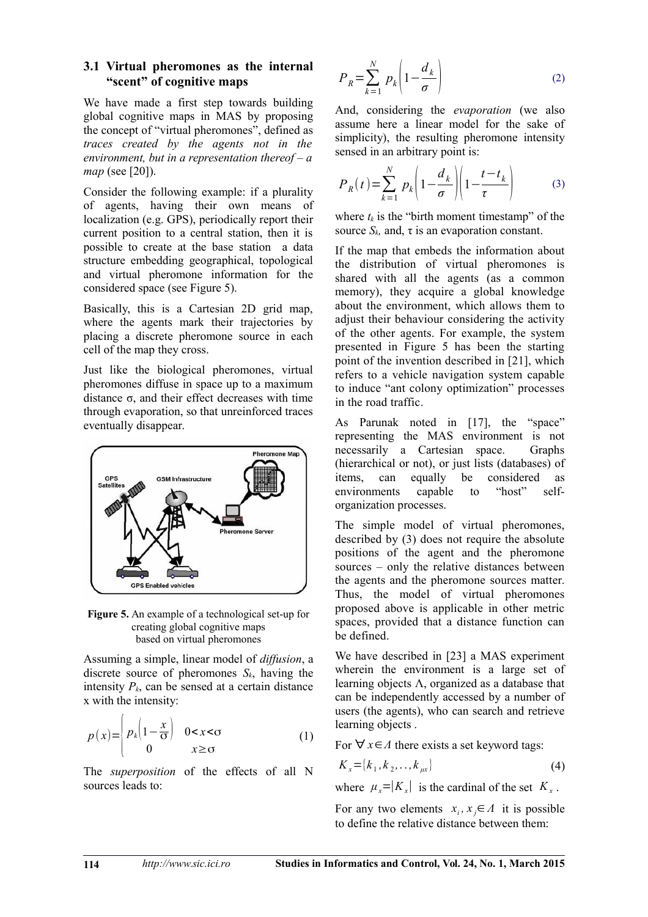### 3.1 Virtual pheromones as the internal "scent" of cognitive maps

We have made a first step towards building global cognitive maps in MAS by proposing the concept of "virtual pheromones", defined as *traces created by the agents not in the environment, but in a representation thereof – a map* (see [20]).

Consider the following example: if a plurality of agents, having their own means of localization (e.g. GPS), periodically report their current position to a central station, then it is possible to create at the base station a data structure embedding geographical, topological and virtual pheromone information for the considered space (see Figure 5).

Basically, this is a Cartesian 2D grid map, where the agents mark their trajectories by placing a discrete pheromone source in each cell of the map they cross.

Just like the biological pheromones, virtual pheromones diffuse in space up to a maximum distance σ, and their effect decreases with time through evaporation, so that unreinforced traces eventually disappear.

**Figure 5.** An example of a technological set-up for creating global cognitive maps based on virtual pheromones

Assuming a simple, linear model of *diffusion*, a discrete source of pheromones $S_k$, having the intensity $P_k$, can be sensed at a certain distance x with the intensity:

$$p(x)=\begin{cases} p_k\left(1-\dfrac{x}{\sigma}\right) & 0<x<\sigma \\ 0 & x\geq\sigma \end{cases} \quad (1)$$

The *superposition* of the effects of all N sources leads to:

$$P_R=\sum_{k=1}^{N} p_k\left(1-\frac{d_k}{\sigma}\right) \quad (2)$$

And, considering the *evaporation* (we also assume here a linear model for the sake of simplicity), the resulting pheromone intensity sensed in an arbitrary point is:

$$P_R(t)=\sum_{k=1}^{N} p_k\left(1-\frac{d_k}{\sigma}\right)\left(1-\frac{t-t_k}{\tau}\right) \quad (3)$$

where $t_k$ is the "birth moment timestamp" of the source $S_k$, and, τ is an evaporation constant.

If the map that embeds the information about the distribution of virtual pheromones is shared with all the agents (as a common memory), they acquire a global knowledge about the environment, which allows them to adjust their behaviour considering the activity of the other agents. For example, the system presented in Figure 5 has been the starting point of the invention described in [21], which refers to a vehicle navigation system capable to induce "ant colony optimization" processes in the road traffic.

As Parunak noted in [17], the "space" representing the MAS environment is not necessarily a Cartesian space. Graphs (hierarchical or not), or just lists (databases) of items, can equally be considered as environments capable to "host" self-organization processes.

The simple model of virtual pheromones, described by (3) does not require the absolute positions of the agent and the pheromone sources – only the relative distances between the agents and the pheromone sources matter. Thus, the model of virtual pheromones proposed above is applicable in other metric spaces, provided that a distance function can be defined.

We have described in [23] a MAS experiment wherein the environment is a large set of learning objects Λ, organized as a database that can be independently accessed by a number of users (the agents), who can search and retrieve learning objects .

For $\forall x \in \Lambda$ there exists a set keyword tags:

$$K_x=\{k_1,k_2,..,k_{\mu x}\} \quad (4)$$

where $\mu_x=|K_x|$ is the cardinal of the set $K_x$.

For any two elements $x_i, x_j \in \Lambda$ it is possible to define the relative distance between them: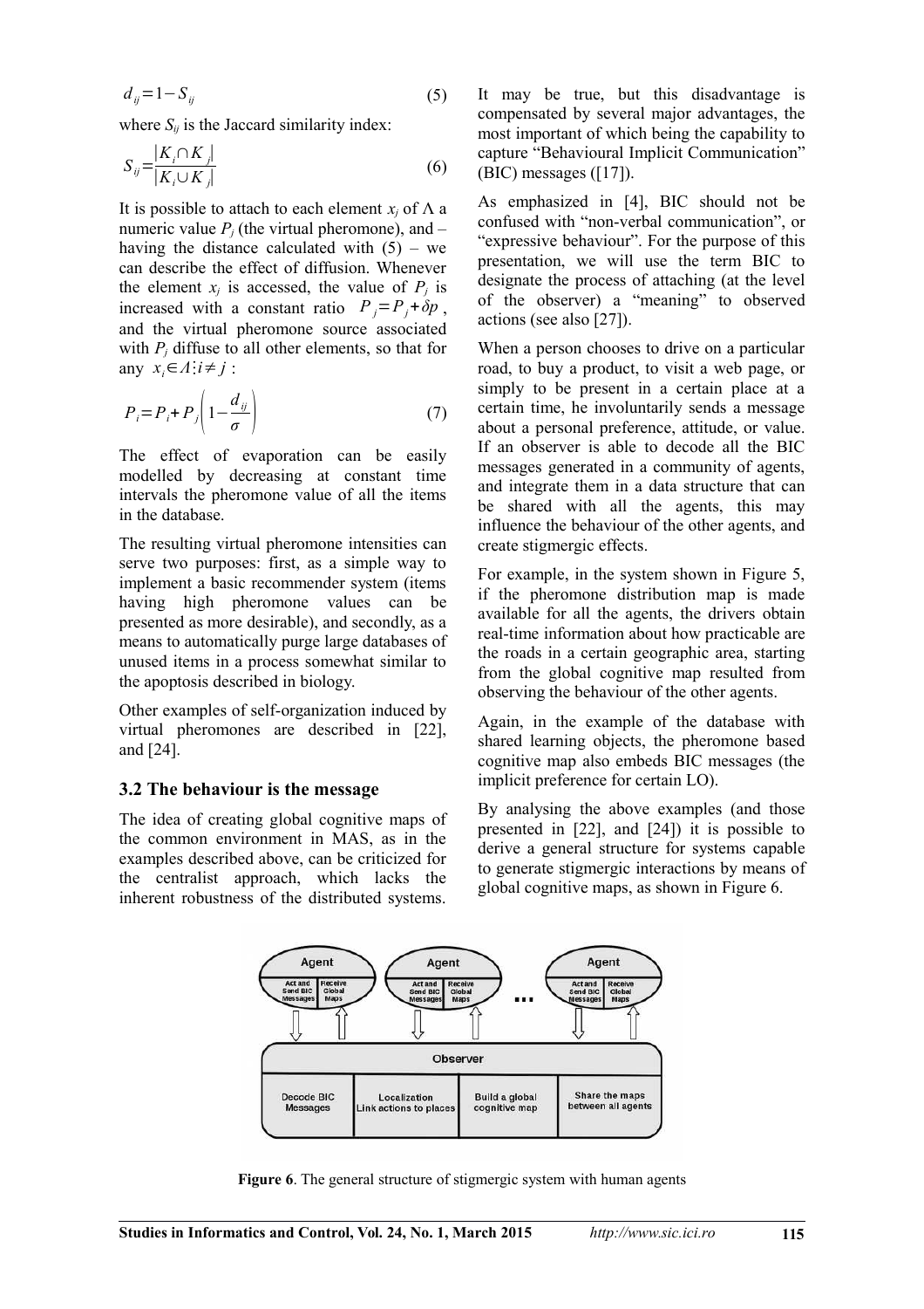$$d_{ij} = 1 - S_{ij} \tag{5}$$

where $S_{ij}$ is the Jaccard similarity index:

$$S_{ij} = \frac{|K_i \cap K_j|}{|K_i \cup K_j|} \tag{6}$$

It is possible to attach to each element $x_j$ of $\Lambda$ a numeric value $P_j$ (the virtual pheromone), and – having the distance calculated with (5) – we can describe the effect of diffusion. Whenever the element $x_j$ is accessed, the value of $P_j$ is increased with a constant ratio $P_j = P_j + \delta p$, and the virtual pheromone source associated with $P_j$ diffuse to all other elements, so that for any $x_i \in \Lambda \vdots i \neq j$ :

$$P_i = P_i + P_j\left(1 - \frac{d_{ij}}{\sigma}\right) \tag{7}$$

The effect of evaporation can be easily modelled by decreasing at constant time intervals the pheromone value of all the items in the database.

The resulting virtual pheromone intensities can serve two purposes: first, as a simple way to implement a basic recommender system (items having high pheromone values can be presented as more desirable), and secondly, as a means to automatically purge large databases of unused items in a process somewhat similar to the apoptosis described in biology.

Other examples of self-organization induced by virtual pheromones are described in [22], and [24].

### 3.2 The behaviour is the message

The idea of creating global cognitive maps of the common environment in MAS, as in the examples described above, can be criticized for the centralist approach, which lacks the inherent robustness of the distributed systems. It may be true, but this disadvantage is compensated by several major advantages, the most important of which being the capability to capture "Behavioural Implicit Communication" (BIC) messages ([17]).

As emphasized in [4], BIC should not be confused with "non-verbal communication", or "expressive behaviour". For the purpose of this presentation, we will use the term BIC to designate the process of attaching (at the level of the observer) a "meaning" to observed actions (see also [27]).

When a person chooses to drive on a particular road, to buy a product, to visit a web page, or simply to be present in a certain place at a certain time, he involuntarily sends a message about a personal preference, attitude, or value. If an observer is able to decode all the BIC messages generated in a community of agents, and integrate them in a data structure that can be shared with all the agents, this may influence the behaviour of the other agents, and create stigmergic effects.

For example, in the system shown in Figure 5, if the pheromone distribution map is made available for all the agents, the drivers obtain real-time information about how practicable are the roads in a certain geographic area, starting from the global cognitive map resulted from observing the behaviour of the other agents.

Again, in the example of the database with shared learning objects, the pheromone based cognitive map also embeds BIC messages (the implicit preference for certain LO).

By analysing the above examples (and those presented in [22], and [24]) it is possible to derive a general structure for systems capable to generate stigmergic interactions by means of global cognitive maps, as shown in Figure 6.

**Figure 6**. The general structure of stigmergic system with human agents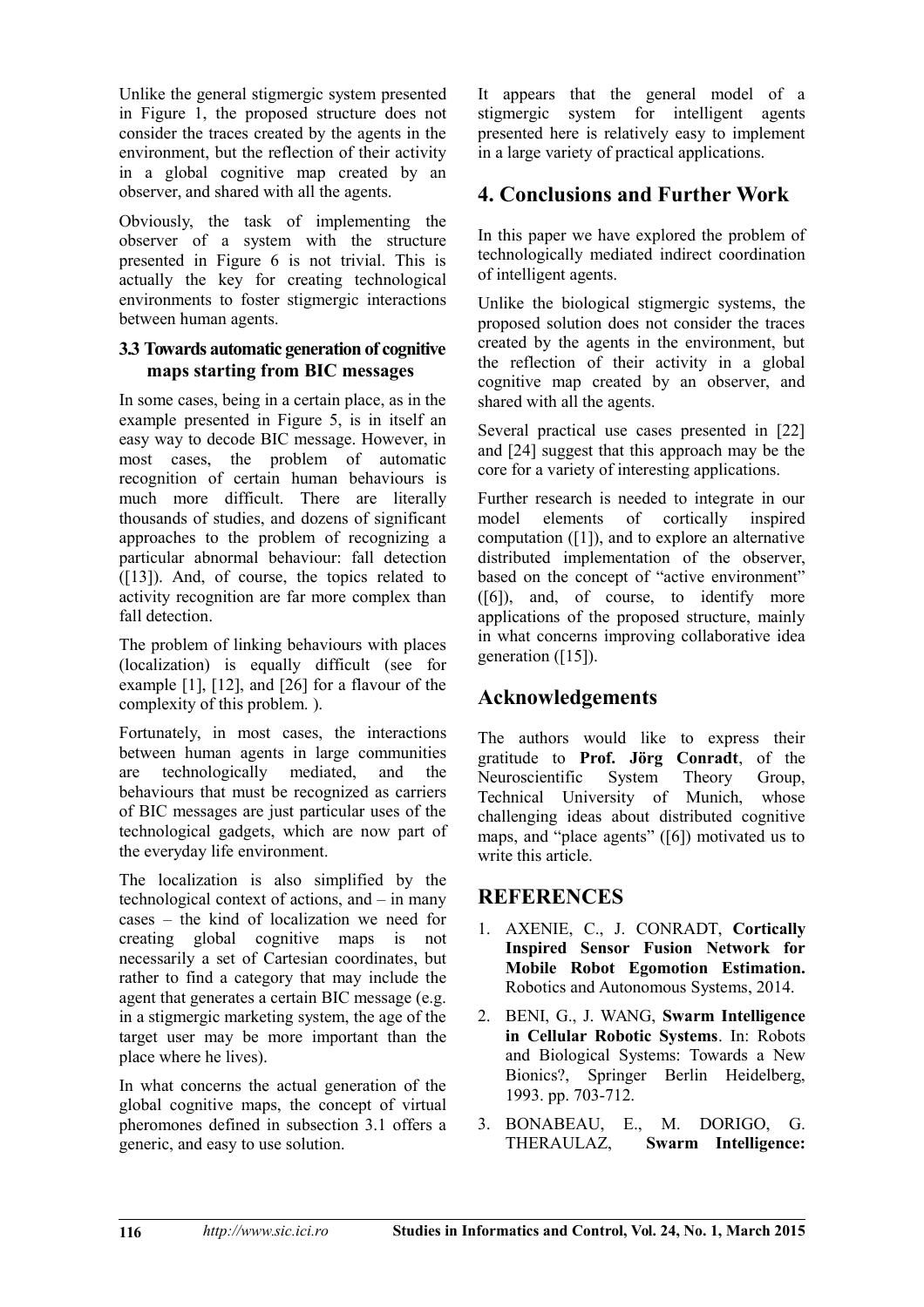Unlike the general stigmergic system presented in Figure 1, the proposed structure does not consider the traces created by the agents in the environment, but the reflection of their activity in a global cognitive map created by an observer, and shared with all the agents.

Obviously, the task of implementing the observer of a system with the structure presented in Figure 6 is not trivial. This is actually the key for creating technological environments to foster stigmergic interactions between human agents.

### 3.3 Towards automatic generation of cognitive maps starting from BIC messages

In some cases, being in a certain place, as in the example presented in Figure 5, is in itself an easy way to decode BIC message. However, in most cases, the problem of automatic recognition of certain human behaviours is much more difficult. There are literally thousands of studies, and dozens of significant approaches to the problem of recognizing a particular abnormal behaviour: fall detection ([13]). And, of course, the topics related to activity recognition are far more complex than fall detection.

The problem of linking behaviours with places (localization) is equally difficult (see for example [1], [12], and [26] for a flavour of the complexity of this problem. ).

Fortunately, in most cases, the interactions between human agents in large communities are technologically mediated, and the behaviours that must be recognized as carriers of BIC messages are just particular uses of the technological gadgets, which are now part of the everyday life environment.

The localization is also simplified by the technological context of actions, and – in many cases – the kind of localization we need for creating global cognitive maps is not necessarily a set of Cartesian coordinates, but rather to find a category that may include the agent that generates a certain BIC message (e.g. in a stigmergic marketing system, the age of the target user may be more important than the place where he lives).

In what concerns the actual generation of the global cognitive maps, the concept of virtual pheromones defined in subsection 3.1 offers a generic, and easy to use solution.

It appears that the general model of a stigmergic system for intelligent agents presented here is relatively easy to implement in a large variety of practical applications.

## 4. Conclusions and Further Work

In this paper we have explored the problem of technologically mediated indirect coordination of intelligent agents.

Unlike the biological stigmergic systems, the proposed solution does not consider the traces created by the agents in the environment, but the reflection of their activity in a global cognitive map created by an observer, and shared with all the agents.

Several practical use cases presented in [22] and [24] suggest that this approach may be the core for a variety of interesting applications.

Further research is needed to integrate in our model elements of cortically inspired computation ([1]), and to explore an alternative distributed implementation of the observer, based on the concept of "active environment" ([6]), and, of course, to identify more applications of the proposed structure, mainly in what concerns improving collaborative idea generation ([15]).

## Acknowledgements

The authors would like to express their gratitude to **Prof. Jörg Conradt**, of the Neuroscientific System Theory Group, Technical University of Munich, whose challenging ideas about distributed cognitive maps, and "place agents" ([6]) motivated us to write this article.

## REFERENCES

1. AXENIE, C., J. CONRADT, **Cortically Inspired Sensor Fusion Network for Mobile Robot Egomotion Estimation.** Robotics and Autonomous Systems, 2014.
2. BENI, G., J. WANG, **Swarm Intelligence in Cellular Robotic Systems**. In: Robots and Biological Systems: Towards a New Bionics?, Springer Berlin Heidelberg, 1993. pp. 703-712.
3. BONABEAU, E., M. DORIGO, G. THERAULAZ, **Swarm Intelligence:**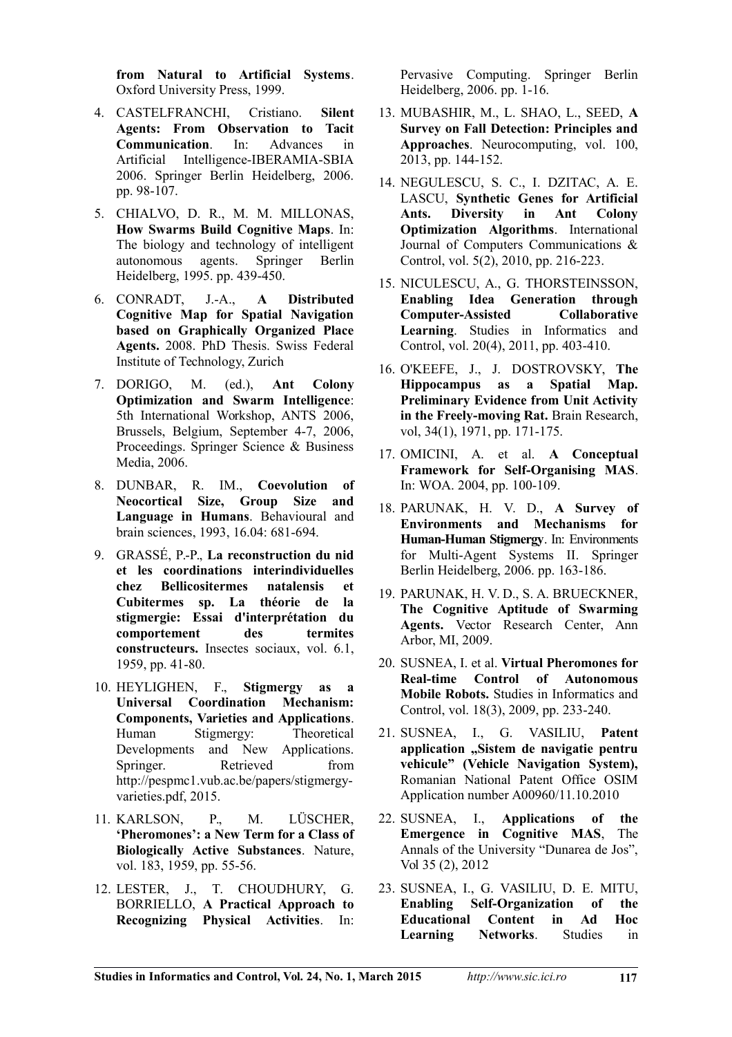**from Natural to Artificial Systems**. Oxford University Press, 1999.

4. CASTELFRANCHI, Cristiano. **Silent Agents: From Observation to Tacit Communication**. In: Advances in Artificial Intelligence-IBERAMIA-SBIA 2006. Springer Berlin Heidelberg, 2006. pp. 98-107.

5. CHIALVO, D. R., M. M. MILLONAS, **How Swarms Build Cognitive Maps**. In: The biology and technology of intelligent autonomous agents. Springer Berlin Heidelberg, 1995. pp. 439-450.

6. CONRADT, J.-A., **A Distributed Cognitive Map for Spatial Navigation based on Graphically Organized Place Agents.** 2008. PhD Thesis. Swiss Federal Institute of Technology, Zurich

7. DORIGO, M. (ed.), **Ant Colony Optimization and Swarm Intelligence**: 5th International Workshop, ANTS 2006, Brussels, Belgium, September 4-7, 2006, Proceedings. Springer Science & Business Media, 2006.

8. DUNBAR, R. IM., **Coevolution of Neocortical Size, Group Size and Language in Humans**. Behavioural and brain sciences, 1993, 16.04: 681-694.

9. GRASSÉ, P.-P., **La reconstruction du nid et les coordinations interindividuelles chez Bellicositermes natalensis et Cubitermes sp. La théorie de la stigmergie: Essai d'interprétation du comportement des termites constructeurs.** Insectes sociaux, vol. 6.1, 1959, pp. 41-80.

10. HEYLIGHEN, F., **Stigmergy as a Universal Coordination Mechanism: Components, Varieties and Applications**. Human Stigmergy: Theoretical Developments and New Applications. Springer. Retrieved from http://pespmc1.vub.ac.be/papers/stigmergy-varieties.pdf, 2015.

11. KARLSON, P., M. LÜSCHER, **'Pheromones': a New Term for a Class of Biologically Active Substances**. Nature, vol. 183, 1959, pp. 55-56.

12. LESTER, J., T. CHOUDHURY, G. BORRIELLO, **A Practical Approach to Recognizing Physical Activities**. In: Pervasive Computing. Springer Berlin Heidelberg, 2006. pp. 1-16.

13. MUBASHIR, M., L. SHAO, L., SEED, **A Survey on Fall Detection: Principles and Approaches**. Neurocomputing, vol. 100, 2013, pp. 144-152.

14. NEGULESCU, S. C., I. DZITAC, A. E. LASCU, **Synthetic Genes for Artificial Ants. Diversity in Ant Colony Optimization Algorithms**. International Journal of Computers Communications & Control, vol. 5(2), 2010, pp. 216-223.

15. NICULESCU, A., G. THORSTEINSSON, **Enabling Idea Generation through Computer-Assisted Collaborative Learning**. Studies in Informatics and Control, vol. 20(4), 2011, pp. 403-410.

16. O'KEEFE, J., J. DOSTROVSKY, **The Hippocampus as a Spatial Map. Preliminary Evidence from Unit Activity in the Freely-moving Rat.** Brain Research, vol, 34(1), 1971, pp. 171-175.

17. OMICINI, A. et al. **A Conceptual Framework for Self-Organising MAS**. In: WOA. 2004, pp. 100-109.

18. PARUNAK, H. V. D., **A Survey of Environments and Mechanisms for Human-Human Stigmergy**. In: Environments for Multi-Agent Systems II. Springer Berlin Heidelberg, 2006. pp. 163-186.

19. PARUNAK, H. V. D., S. A. BRUECKNER, **The Cognitive Aptitude of Swarming Agents.** Vector Research Center, Ann Arbor, MI, 2009.

20. SUSNEA, I. et al. **Virtual Pheromones for Real-time Control of Autonomous Mobile Robots.** Studies in Informatics and Control, vol. 18(3), 2009, pp. 233-240.

21. SUSNEA, I., G. VASILIU, **Patent application „Sistem de navigatie pentru vehicule" (Vehicle Navigation System),** Romanian National Patent Office OSIM Application number A00960/11.10.2010

22. SUSNEA, I., **Applications of the Emergence in Cognitive MAS**, The Annals of the University "Dunarea de Jos", Vol 35 (2), 2012

23. SUSNEA, I., G. VASILIU, D. E. MITU, **Enabling Self-Organization of the Educational Content in Ad Hoc Learning Networks**. Studies in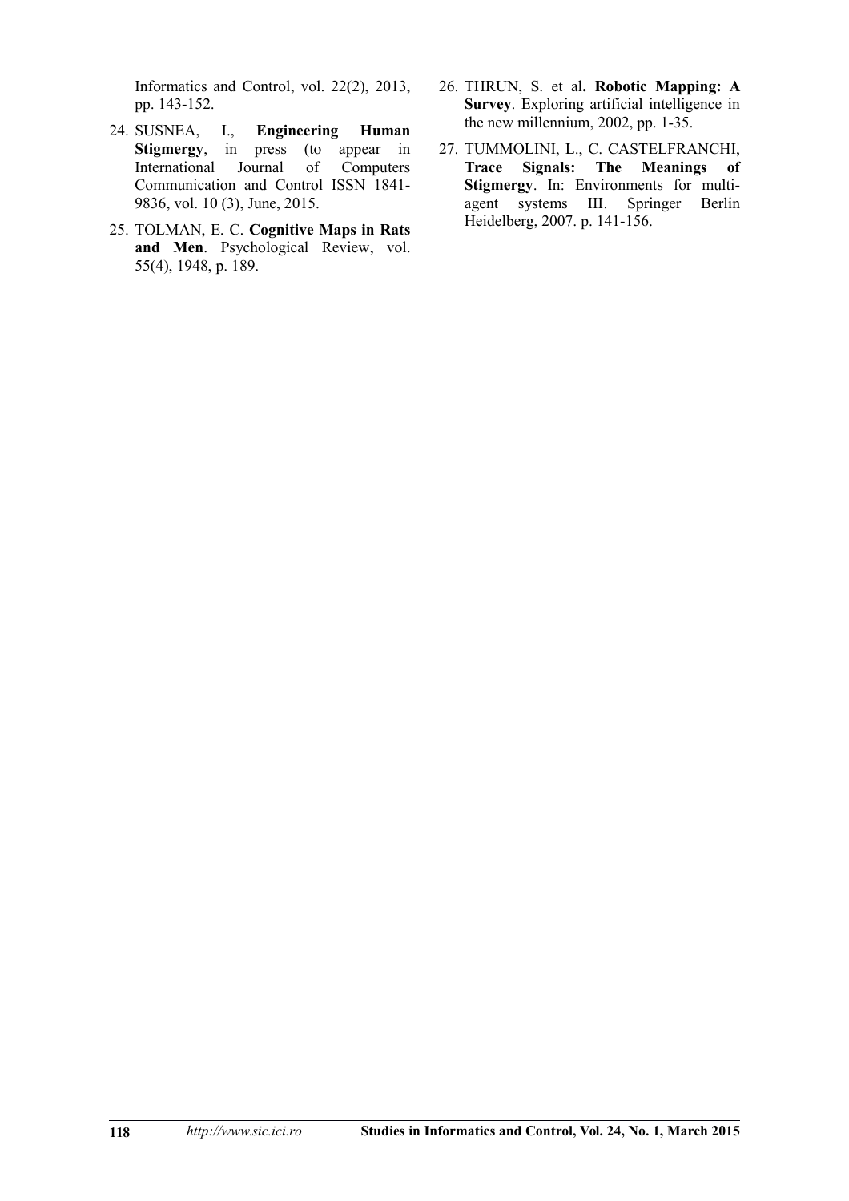Informatics and Control, vol. 22(2), 2013, pp. 143-152.

24. SUSNEA, I., **Engineering Human Stigmergy**, in press (to appear in International Journal of Computers Communication and Control ISSN 1841-9836, vol. 10 (3), June, 2015.

25. TOLMAN, E. C. **Cognitive Maps in Rats and Men**. Psychological Review, vol. 55(4), 1948, p. 189.

26. THRUN, S. et al**. Robotic Mapping: A Survey**. Exploring artificial intelligence in the new millennium, 2002, pp. 1-35.

27. TUMMOLINI, L., C. CASTELFRANCHI, **Trace Signals: The Meanings of Stigmergy**. In: Environments for multi-agent systems III. Springer Berlin Heidelberg, 2007. p. 141-156.